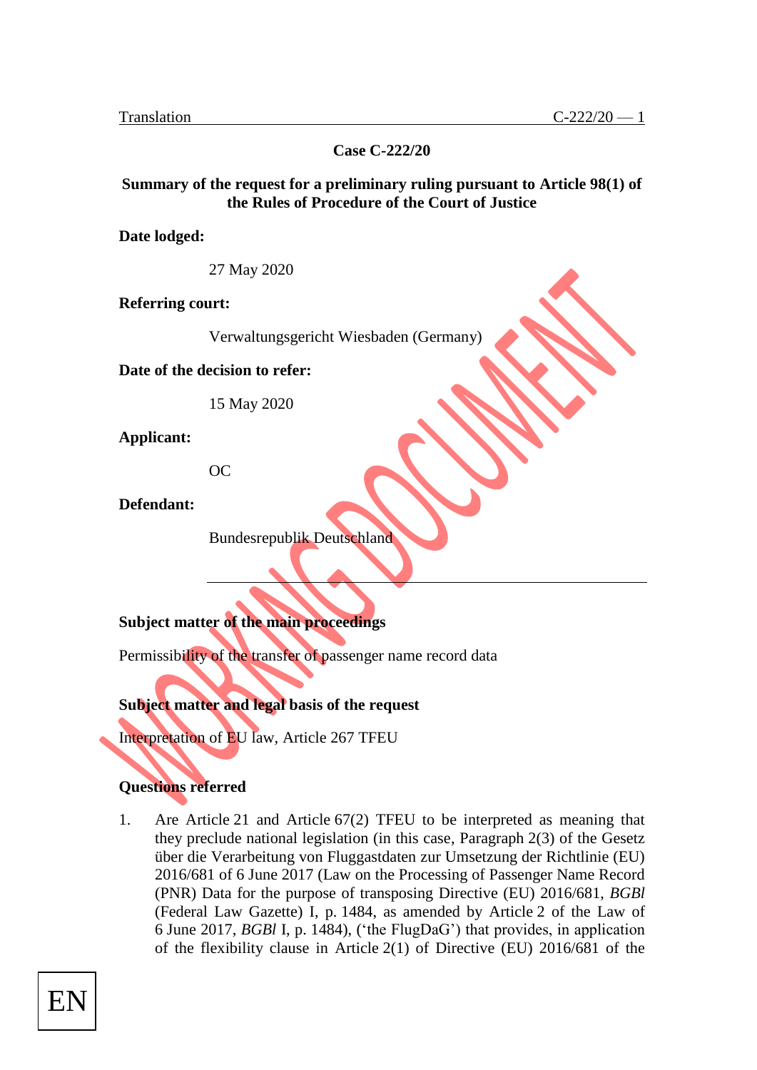Translation

**Case C-222/20**

**Summary of the request for a preliminary ruling pursuant to Article 98(1) of the Rules of Procedure of the Court of Justice**

**Date lodged:**

27 May 2020

**Referring court:**

Verwaltungsgericht Wiesbaden (Germany)

**Date of the decision to refer:**

15 May 2020

**Applicant:**

OC

**Defendant:**

Bundesrepublik Deutschland

---

**Subject matter of the main proceedings**

Permissibility of the transfer of passenger name record data

**Subject matter and legal basis of the request**

Interpretation of EU law, Article 267 TFEU

**Questions referred**

1. Are Article 21 and Article 67(2) TFEU to be interpreted as meaning that they preclude national legislation (in this case, Paragraph 2(3) of the Gesetz über die Verarbeitung von Fluggastdaten zur Umsetzung der Richtlinie (EU) 2016/681 of 6 June 2017 (Law on the Processing of Passenger Name Record (PNR) Data for the purpose of transposing Directive (EU) 2016/681, *BGBl* (Federal Law Gazette) I, p. 1484, as amended by Article 2 of the Law of 6 June 2017, *BGBl* I, p. 1484), ('the FlugDaG') that provides, in application of the flexibility clause in Article 2(1) of Directive (EU) 2016/681 of the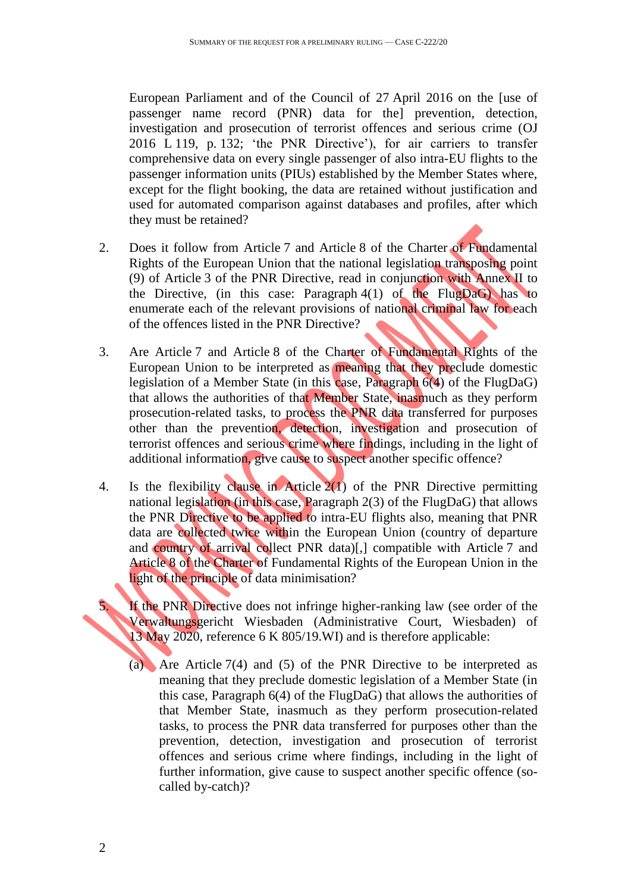European Parliament and of the Council of 27 April 2016 on the [use of passenger name record (PNR) data for the] prevention, detection, investigation and prosecution of terrorist offences and serious crime (OJ 2016 L 119, p. 132; 'the PNR Directive'), for air carriers to transfer comprehensive data on every single passenger of also intra-EU flights to the passenger information units (PIUs) established by the Member States where, except for the flight booking, the data are retained without justification and used for automated comparison against databases and profiles, after which they must be retained?

2. Does it follow from Article 7 and Article 8 of the Charter of Fundamental Rights of the European Union that the national legislation transposing point (9) of Article 3 of the PNR Directive, read in conjunction with Annex II to the Directive, (in this case: Paragraph 4(1) of the FlugDaG) has to enumerate each of the relevant provisions of national criminal law for each of the offences listed in the PNR Directive?

3. Are Article 7 and Article 8 of the Charter of Fundamental Rights of the European Union to be interpreted as meaning that they preclude domestic legislation of a Member State (in this case, Paragraph 6(4) of the FlugDaG) that allows the authorities of that Member State, inasmuch as they perform prosecution-related tasks, to process the PNR data transferred for purposes other than the prevention, detection, investigation and prosecution of terrorist offences and serious crime where findings, including in the light of additional information, give cause to suspect another specific offence?

4. Is the flexibility clause in Article 2(1) of the PNR Directive permitting national legislation (in this case, Paragraph 2(3) of the FlugDaG) that allows the PNR Directive to be applied to intra-EU flights also, meaning that PNR data are collected twice within the European Union (country of departure and country of arrival collect PNR data)[,] compatible with Article 7 and Article 8 of the Charter of Fundamental Rights of the European Union in the light of the principle of data minimisation?

5. If the PNR Directive does not infringe higher-ranking law (see order of the Verwaltungsgericht Wiesbaden (Administrative Court, Wiesbaden) of 13 May 2020, reference 6 K 805/19.WI) and is therefore applicable:

   (a) Are Article 7(4) and (5) of the PNR Directive to be interpreted as meaning that they preclude domestic legislation of a Member State (in this case, Paragraph 6(4) of the FlugDaG) that allows the authorities of that Member State, inasmuch as they perform prosecution-related tasks, to process the PNR data transferred for purposes other than the prevention, detection, investigation and prosecution of terrorist offences and serious crime where findings, including in the light of further information, give cause to suspect another specific offence (so-called by-catch)?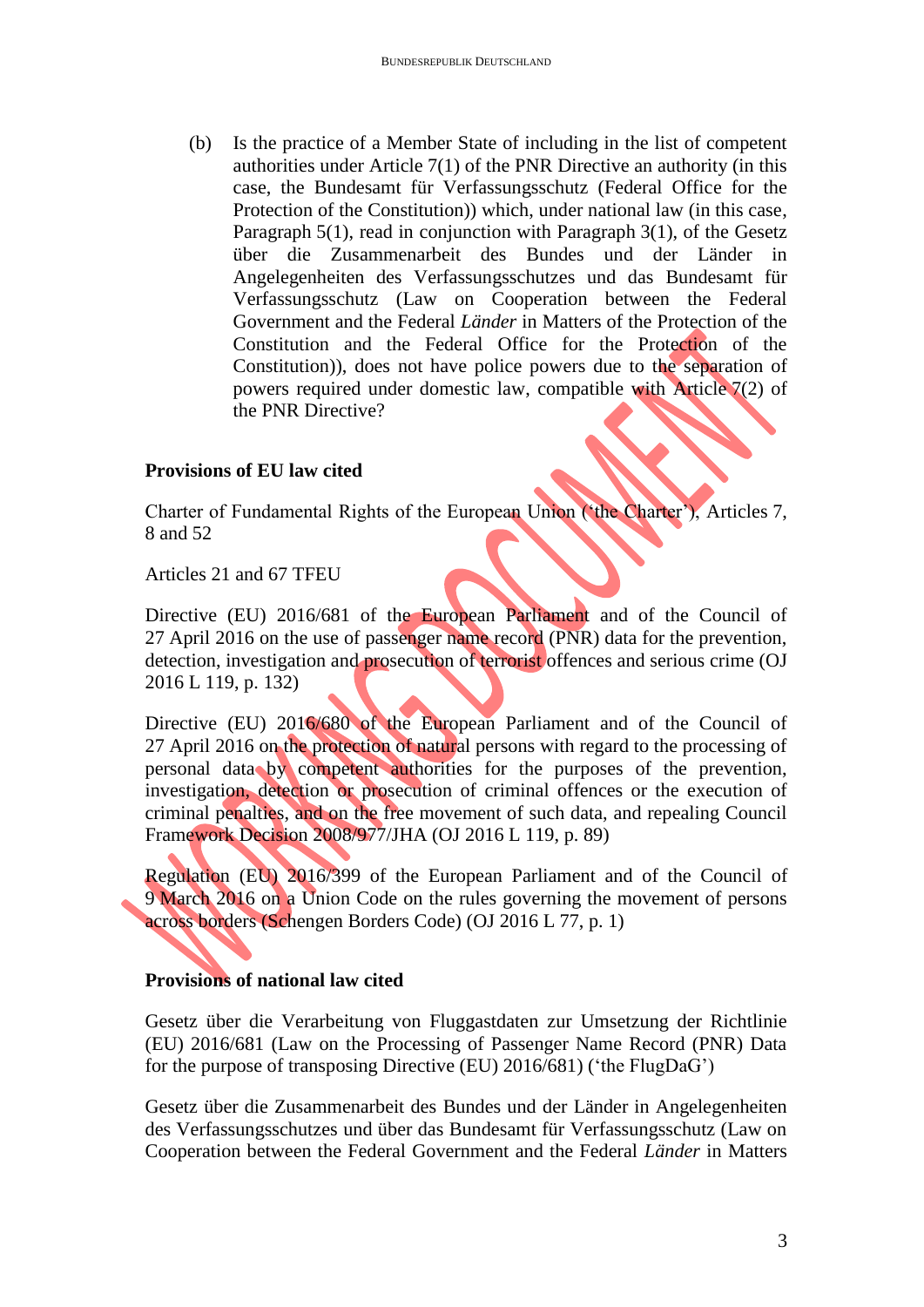(b) Is the practice of a Member State of including in the list of competent authorities under Article 7(1) of the PNR Directive an authority (in this case, the Bundesamt für Verfassungsschutz (Federal Office for the Protection of the Constitution)) which, under national law (in this case, Paragraph 5(1), read in conjunction with Paragraph 3(1), of the Gesetz über die Zusammenarbeit des Bundes und der Länder in Angelegenheiten des Verfassungsschutzes und das Bundesamt für Verfassungsschutz (Law on Cooperation between the Federal Government and the Federal *Länder* in Matters of the Protection of the Constitution and the Federal Office for the Protection of the Constitution)), does not have police powers due to the separation of powers required under domestic law, compatible with Article 7(2) of the PNR Directive?

**Provisions of EU law cited**

Charter of Fundamental Rights of the European Union ('the Charter'), Articles 7, 8 and 52

Articles 21 and 67 TFEU

Directive (EU) 2016/681 of the European Parliament and of the Council of 27 April 2016 on the use of passenger name record (PNR) data for the prevention, detection, investigation and prosecution of terrorist offences and serious crime (OJ 2016 L 119, p. 132)

Directive (EU) 2016/680 of the European Parliament and of the Council of 27 April 2016 on the protection of natural persons with regard to the processing of personal data by competent authorities for the purposes of the prevention, investigation, detection or prosecution of criminal offences or the execution of criminal penalties, and on the free movement of such data, and repealing Council Framework Decision 2008/977/JHA (OJ 2016 L 119, p. 89)

Regulation (EU) 2016/399 of the European Parliament and of the Council of 9 March 2016 on a Union Code on the rules governing the movement of persons across borders (Schengen Borders Code) (OJ 2016 L 77, p. 1)

**Provisions of national law cited**

Gesetz über die Verarbeitung von Fluggastdaten zur Umsetzung der Richtlinie (EU) 2016/681 (Law on the Processing of Passenger Name Record (PNR) Data for the purpose of transposing Directive (EU) 2016/681) ('the FlugDaG')

Gesetz über die Zusammenarbeit des Bundes und der Länder in Angelegenheiten des Verfassungsschutzes und über das Bundesamt für Verfassungsschutz (Law on Cooperation between the Federal Government and the Federal *Länder* in Matters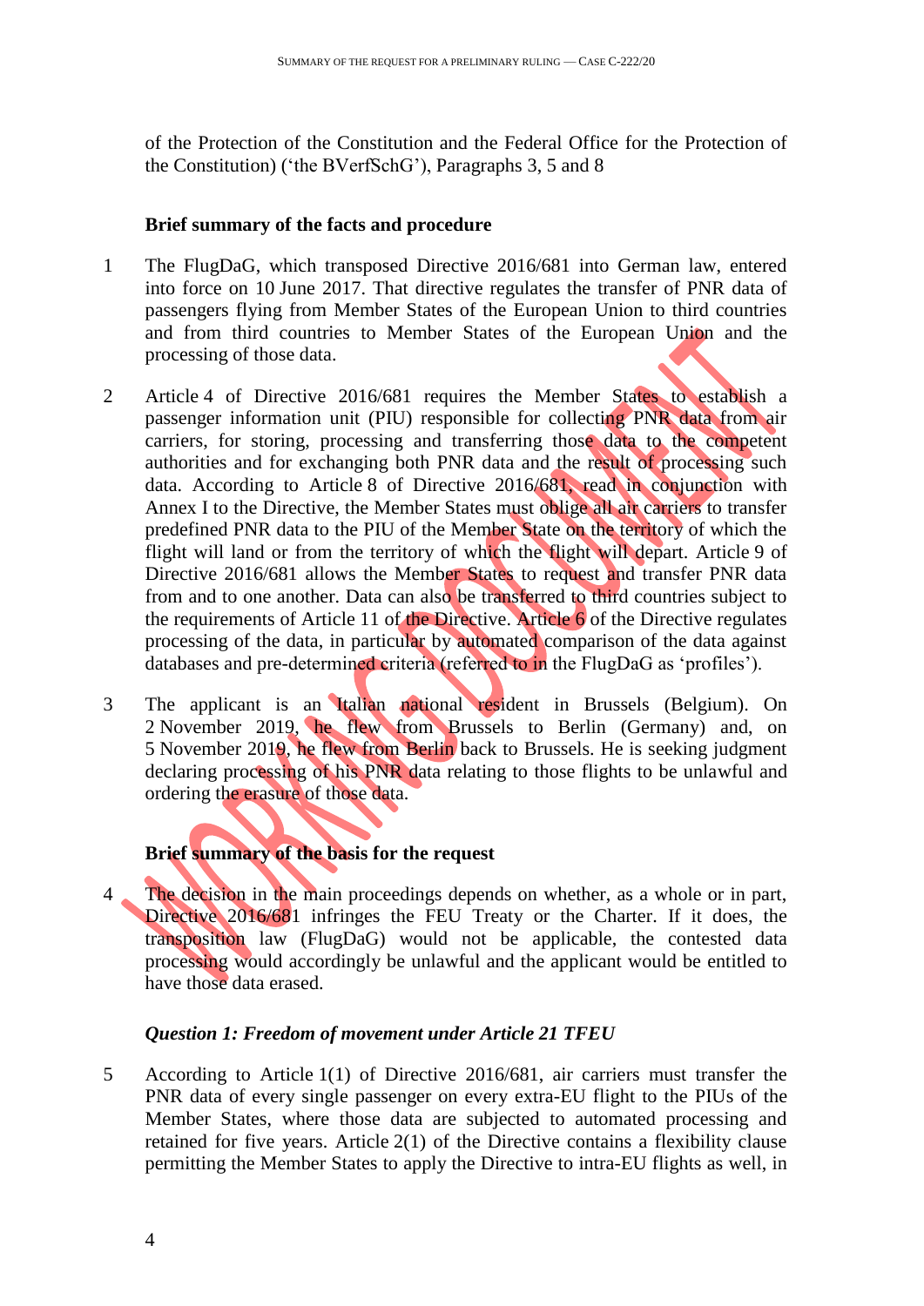of the Protection of the Constitution and the Federal Office for the Protection of the Constitution) ('the BVerfSchG'), Paragraphs 3, 5 and 8

### Brief summary of the facts and procedure

1 The FlugDaG, which transposed Directive 2016/681 into German law, entered into force on 10 June 2017. That directive regulates the transfer of PNR data of passengers flying from Member States of the European Union to third countries and from third countries to Member States of the European Union and the processing of those data.

2 Article 4 of Directive 2016/681 requires the Member States to establish a passenger information unit (PIU) responsible for collecting PNR data from air carriers, for storing, processing and transferring those data to the competent authorities and for exchanging both PNR data and the result of processing such data. According to Article 8 of Directive 2016/681, read in conjunction with Annex I to the Directive, the Member States must oblige all air carriers to transfer predefined PNR data to the PIU of the Member State on the territory of which the flight will land or from the territory of which the flight will depart. Article 9 of Directive 2016/681 allows the Member States to request and transfer PNR data from and to one another. Data can also be transferred to third countries subject to the requirements of Article 11 of the Directive. Article 6 of the Directive regulates processing of the data, in particular by automated comparison of the data against databases and pre-determined criteria (referred to in the FlugDaG as 'profiles').

3 The applicant is an Italian national resident in Brussels (Belgium). On 2 November 2019, he flew from Brussels to Berlin (Germany) and, on 5 November 2019, he flew from Berlin back to Brussels. He is seeking judgment declaring processing of his PNR data relating to those flights to be unlawful and ordering the erasure of those data.

### Brief summary of the basis for the request

4 The decision in the main proceedings depends on whether, as a whole or in part, Directive 2016/681 infringes the FEU Treaty or the Charter. If it does, the transposition law (FlugDaG) would not be applicable, the contested data processing would accordingly be unlawful and the applicant would be entitled to have those data erased.

#### *Question 1: Freedom of movement under Article 21 TFEU*

5 According to Article 1(1) of Directive 2016/681, air carriers must transfer the PNR data of every single passenger on every extra-EU flight to the PIUs of the Member States, where those data are subjected to automated processing and retained for five years. Article 2(1) of the Directive contains a flexibility clause permitting the Member States to apply the Directive to intra-EU flights as well, in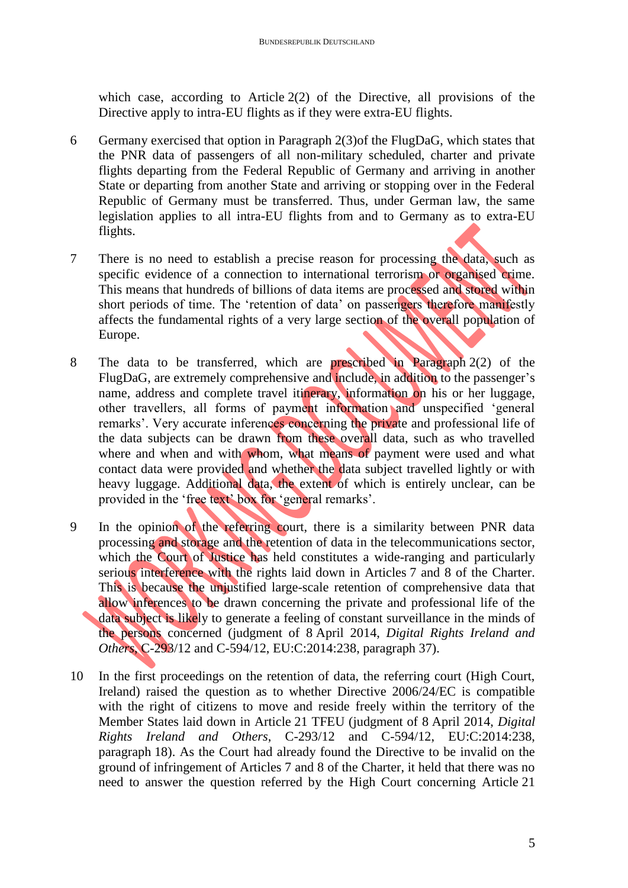which case, according to Article 2(2) of the Directive, all provisions of the Directive apply to intra-EU flights as if they were extra-EU flights.

6 Germany exercised that option in Paragraph 2(3)of the FlugDaG, which states that the PNR data of passengers of all non-military scheduled, charter and private flights departing from the Federal Republic of Germany and arriving in another State or departing from another State and arriving or stopping over in the Federal Republic of Germany must be transferred. Thus, under German law, the same legislation applies to all intra-EU flights from and to Germany as to extra-EU flights.

7 There is no need to establish a precise reason for processing the data, such as specific evidence of a connection to international terrorism or organised crime. This means that hundreds of billions of data items are processed and stored within short periods of time. The 'retention of data' on passengers therefore manifestly affects the fundamental rights of a very large section of the overall population of Europe.

8 The data to be transferred, which are prescribed in Paragraph 2(2) of the FlugDaG, are extremely comprehensive and include, in addition to the passenger's name, address and complete travel itinerary, information on his or her luggage, other travellers, all forms of payment information and unspecified 'general remarks'. Very accurate inferences concerning the private and professional life of the data subjects can be drawn from these overall data, such as who travelled where and when and with whom, what means of payment were used and what contact data were provided and whether the data subject travelled lightly or with heavy luggage. Additional data, the extent of which is entirely unclear, can be provided in the 'free text' box for 'general remarks'.

9 In the opinion of the referring court, there is a similarity between PNR data processing and storage and the retention of data in the telecommunications sector, which the Court of Justice has held constitutes a wide-ranging and particularly serious interference with the rights laid down in Articles 7 and 8 of the Charter. This is because the unjustified large-scale retention of comprehensive data that allow inferences to be drawn concerning the private and professional life of the data subject is likely to generate a feeling of constant surveillance in the minds of the persons concerned (judgment of 8 April 2014, *Digital Rights Ireland and Others*, C-293/12 and C-594/12, EU:C:2014:238, paragraph 37).

10 In the first proceedings on the retention of data, the referring court (High Court, Ireland) raised the question as to whether Directive 2006/24/EC is compatible with the right of citizens to move and reside freely within the territory of the Member States laid down in Article 21 TFEU (judgment of 8 April 2014, *Digital Rights Ireland and Others*, C-293/12 and C-594/12, EU:C:2014:238, paragraph 18). As the Court had already found the Directive to be invalid on the ground of infringement of Articles 7 and 8 of the Charter, it held that there was no need to answer the question referred by the High Court concerning Article 21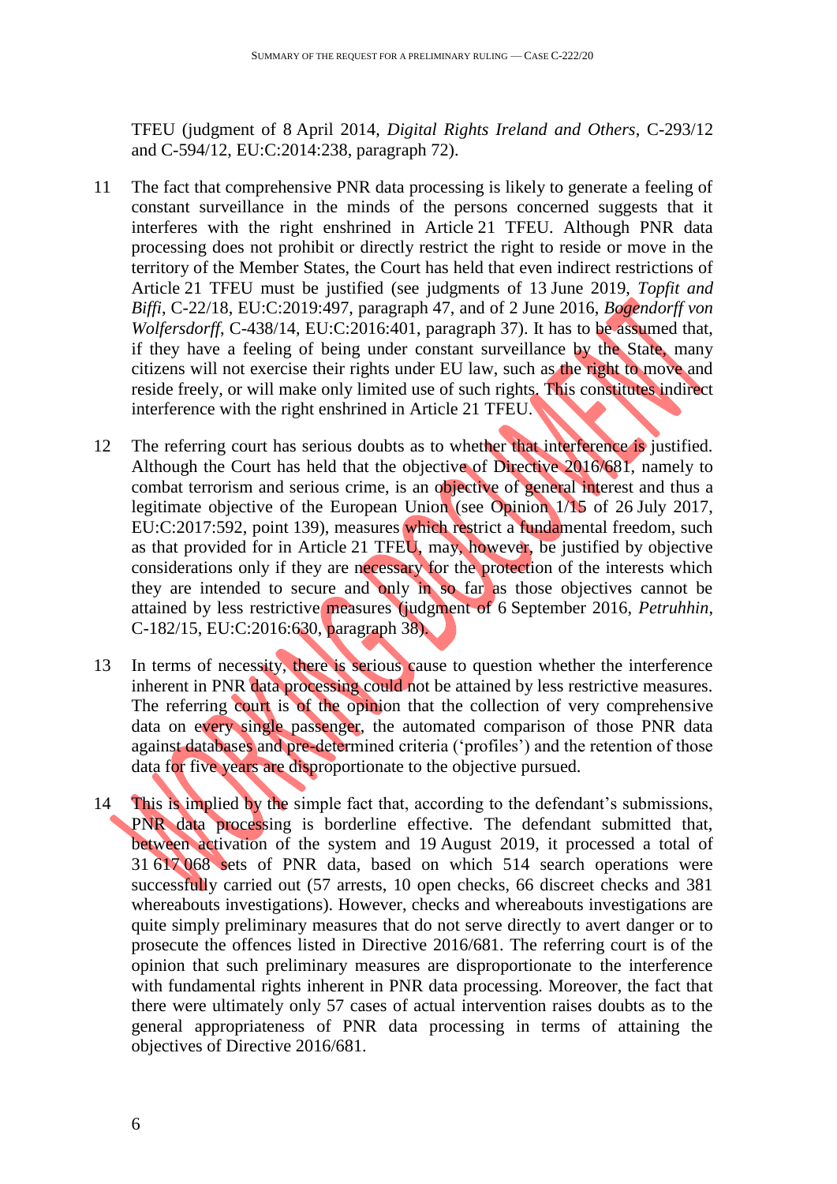TFEU (judgment of 8 April 2014, *Digital Rights Ireland and Others*, C-293/12 and C-594/12, EU:C:2014:238, paragraph 72).

11 The fact that comprehensive PNR data processing is likely to generate a feeling of constant surveillance in the minds of the persons concerned suggests that it interferes with the right enshrined in Article 21 TFEU. Although PNR data processing does not prohibit or directly restrict the right to reside or move in the territory of the Member States, the Court has held that even indirect restrictions of Article 21 TFEU must be justified (see judgments of 13 June 2019, *Topfit and Biffi*, C-22/18, EU:C:2019:497, paragraph 47, and of 2 June 2016, *Bogendorff von Wolfersdorff*, C-438/14, EU:C:2016:401, paragraph 37). It has to be assumed that, if they have a feeling of being under constant surveillance by the State, many citizens will not exercise their rights under EU law, such as the right to move and reside freely, or will make only limited use of such rights. This constitutes indirect interference with the right enshrined in Article 21 TFEU.

12 The referring court has serious doubts as to whether that interference is justified. Although the Court has held that the objective of Directive 2016/681, namely to combat terrorism and serious crime, is an objective of general interest and thus a legitimate objective of the European Union (see Opinion 1/15 of 26 July 2017, EU:C:2017:592, point 139), measures which restrict a fundamental freedom, such as that provided for in Article 21 TFEU, may, however, be justified by objective considerations only if they are necessary for the protection of the interests which they are intended to secure and only in so far as those objectives cannot be attained by less restrictive measures (judgment of 6 September 2016, *Petruhhin*, C-182/15, EU:C:2016:630, paragraph 38).

13 In terms of necessity, there is serious cause to question whether the interference inherent in PNR data processing could not be attained by less restrictive measures. The referring court is of the opinion that the collection of very comprehensive data on every single passenger, the automated comparison of those PNR data against databases and pre-determined criteria ('profiles') and the retention of those data for five years are disproportionate to the objective pursued.

14 This is implied by the simple fact that, according to the defendant's submissions, PNR data processing is borderline effective. The defendant submitted that, between activation of the system and 19 August 2019, it processed a total of 31 617 068 sets of PNR data, based on which 514 search operations were successfully carried out (57 arrests, 10 open checks, 66 discreet checks and 381 whereabouts investigations). However, checks and whereabouts investigations are quite simply preliminary measures that do not serve directly to avert danger or to prosecute the offences listed in Directive 2016/681. The referring court is of the opinion that such preliminary measures are disproportionate to the interference with fundamental rights inherent in PNR data processing. Moreover, the fact that there were ultimately only 57 cases of actual intervention raises doubts as to the general appropriateness of PNR data processing in terms of attaining the objectives of Directive 2016/681.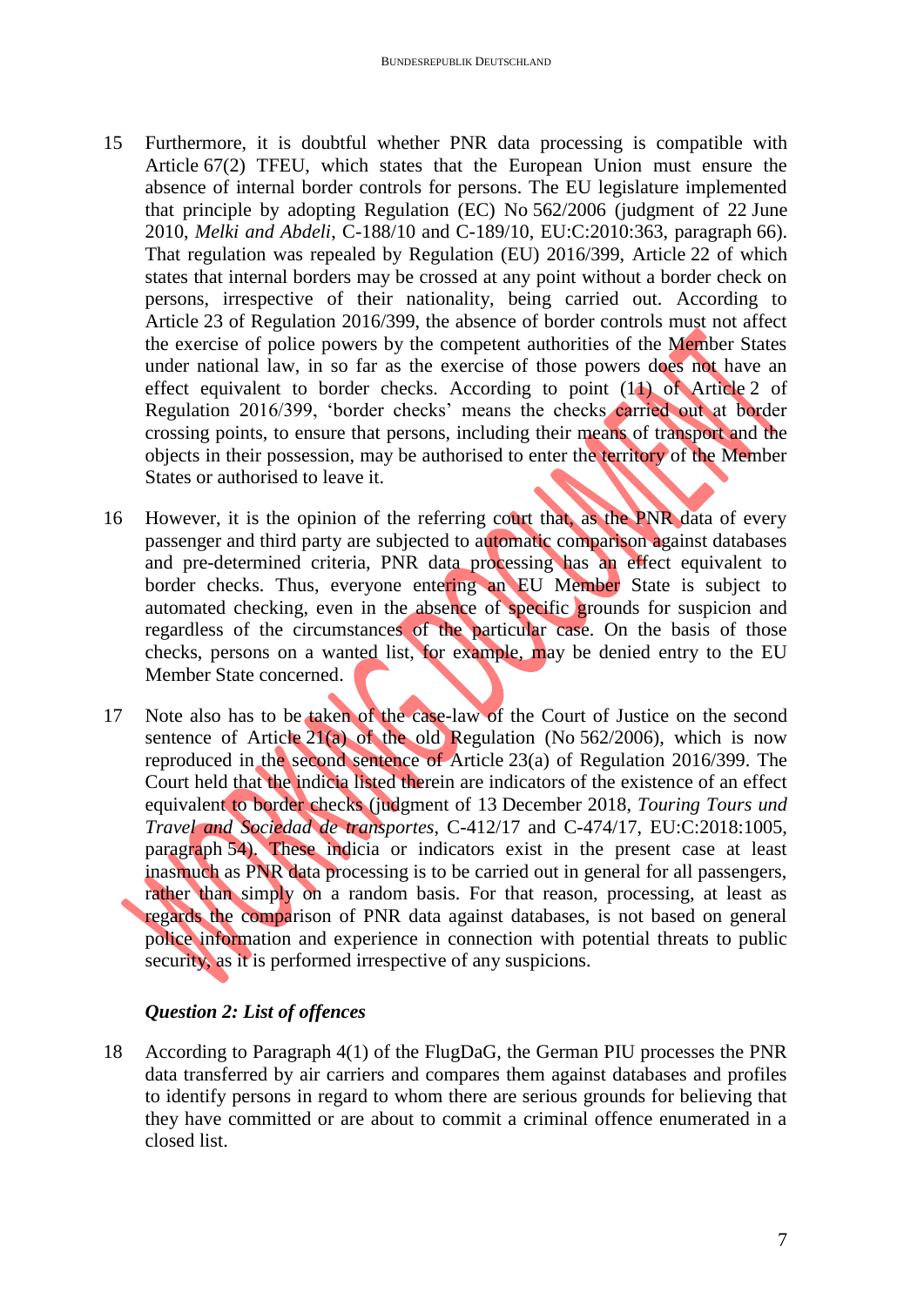15 Furthermore, it is doubtful whether PNR data processing is compatible with Article 67(2) TFEU, which states that the European Union must ensure the absence of internal border controls for persons. The EU legislature implemented that principle by adopting Regulation (EC) No 562/2006 (judgment of 22 June 2010, *Melki and Abdeli*, C-188/10 and C-189/10, EU:C:2010:363, paragraph 66). That regulation was repealed by Regulation (EU) 2016/399, Article 22 of which states that internal borders may be crossed at any point without a border check on persons, irrespective of their nationality, being carried out. According to Article 23 of Regulation 2016/399, the absence of border controls must not affect the exercise of police powers by the competent authorities of the Member States under national law, in so far as the exercise of those powers does not have an effect equivalent to border checks. According to point (11) of Article 2 of Regulation 2016/399, 'border checks' means the checks carried out at border crossing points, to ensure that persons, including their means of transport and the objects in their possession, may be authorised to enter the territory of the Member States or authorised to leave it.

16 However, it is the opinion of the referring court that, as the PNR data of every passenger and third party are subjected to automatic comparison against databases and pre-determined criteria, PNR data processing has an effect equivalent to border checks. Thus, everyone entering an EU Member State is subject to automated checking, even in the absence of specific grounds for suspicion and regardless of the circumstances of the particular case. On the basis of those checks, persons on a wanted list, for example, may be denied entry to the EU Member State concerned.

17 Note also has to be taken of the case-law of the Court of Justice on the second sentence of Article 21(a) of the old Regulation (No 562/2006), which is now reproduced in the second sentence of Article 23(a) of Regulation 2016/399. The Court held that the indicia listed therein are indicators of the existence of an effect equivalent to border checks (judgment of 13 December 2018, *Touring Tours und Travel and Sociedad de transportes*, C-412/17 and C-474/17, EU:C:2018:1005, paragraph 54). These indicia or indicators exist in the present case at least inasmuch as PNR data processing is to be carried out in general for all passengers, rather than simply on a random basis. For that reason, processing, at least as regards the comparison of PNR data against databases, is not based on general police information and experience in connection with potential threats to public security, as it is performed irrespective of any suspicions.

***Question 2: List of offences***

18 According to Paragraph 4(1) of the FlugDaG, the German PIU processes the PNR data transferred by air carriers and compares them against databases and profiles to identify persons in regard to whom there are serious grounds for believing that they have committed or are about to commit a criminal offence enumerated in a closed list.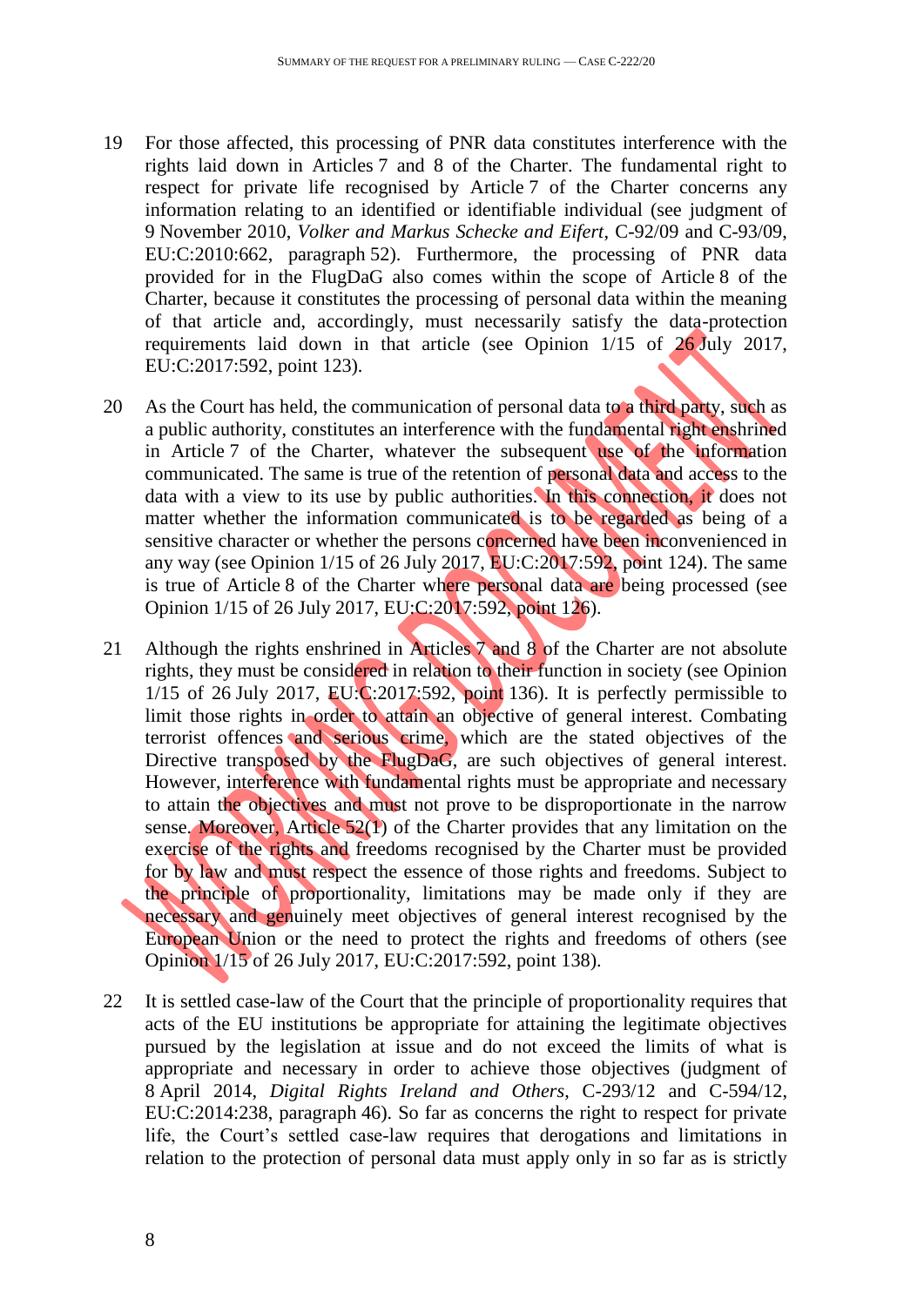19 For those affected, this processing of PNR data constitutes interference with the rights laid down in Articles 7 and 8 of the Charter. The fundamental right to respect for private life recognised by Article 7 of the Charter concerns any information relating to an identified or identifiable individual (see judgment of 9 November 2010, *Volker and Markus Schecke and Eifert*, C-92/09 and C-93/09, EU:C:2010:662, paragraph 52). Furthermore, the processing of PNR data provided for in the FlugDaG also comes within the scope of Article 8 of the Charter, because it constitutes the processing of personal data within the meaning of that article and, accordingly, must necessarily satisfy the data-protection requirements laid down in that article (see Opinion 1/15 of 26 July 2017, EU:C:2017:592, point 123).

20 As the Court has held, the communication of personal data to a third party, such as a public authority, constitutes an interference with the fundamental right enshrined in Article 7 of the Charter, whatever the subsequent use of the information communicated. The same is true of the retention of personal data and access to the data with a view to its use by public authorities. In this connection, it does not matter whether the information communicated is to be regarded as being of a sensitive character or whether the persons concerned have been inconvenienced in any way (see Opinion 1/15 of 26 July 2017, EU:C:2017:592, point 124). The same is true of Article 8 of the Charter where personal data are being processed (see Opinion 1/15 of 26 July 2017, EU:C:2017:592, point 126).

21 Although the rights enshrined in Articles 7 and 8 of the Charter are not absolute rights, they must be considered in relation to their function in society (see Opinion 1/15 of 26 July 2017, EU:C:2017:592, point 136). It is perfectly permissible to limit those rights in order to attain an objective of general interest. Combating terrorist offences and serious crime, which are the stated objectives of the Directive transposed by the FlugDaG, are such objectives of general interest. However, interference with fundamental rights must be appropriate and necessary to attain the objectives and must not prove to be disproportionate in the narrow sense. Moreover, Article 52(1) of the Charter provides that any limitation on the exercise of the rights and freedoms recognised by the Charter must be provided for by law and must respect the essence of those rights and freedoms. Subject to the principle of proportionality, limitations may be made only if they are necessary and genuinely meet objectives of general interest recognised by the European Union or the need to protect the rights and freedoms of others (see Opinion 1/15 of 26 July 2017, EU:C:2017:592, point 138).

22 It is settled case-law of the Court that the principle of proportionality requires that acts of the EU institutions be appropriate for attaining the legitimate objectives pursued by the legislation at issue and do not exceed the limits of what is appropriate and necessary in order to achieve those objectives (judgment of 8 April 2014, *Digital Rights Ireland and Others*, C-293/12 and C-594/12, EU:C:2014:238, paragraph 46). So far as concerns the right to respect for private life, the Court's settled case-law requires that derogations and limitations in relation to the protection of personal data must apply only in so far as is strictly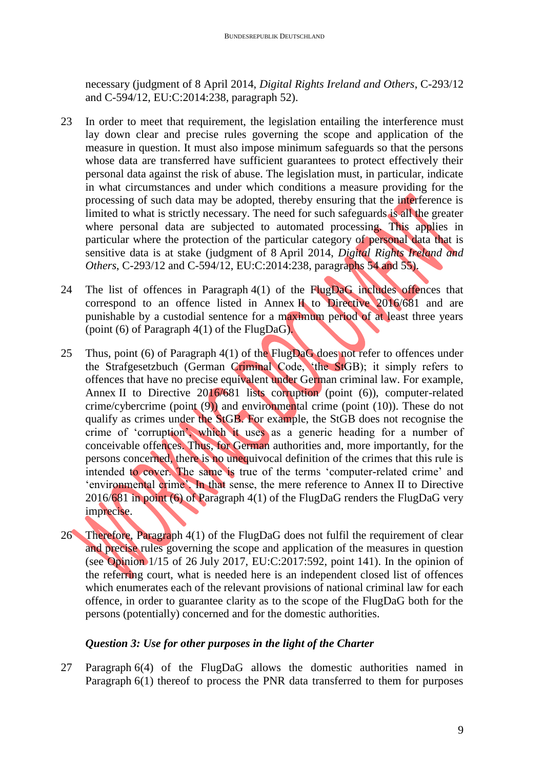necessary (judgment of 8 April 2014, *Digital Rights Ireland and Others*, C-293/12 and C-594/12, EU:C:2014:238, paragraph 52).

23 In order to meet that requirement, the legislation entailing the interference must lay down clear and precise rules governing the scope and application of the measure in question. It must also impose minimum safeguards so that the persons whose data are transferred have sufficient guarantees to protect effectively their personal data against the risk of abuse. The legislation must, in particular, indicate in what circumstances and under which conditions a measure providing for the processing of such data may be adopted, thereby ensuring that the interference is limited to what is strictly necessary. The need for such safeguards is all the greater where personal data are subjected to automated processing. This applies in particular where the protection of the particular category of personal data that is sensitive data is at stake (judgment of 8 April 2014, *Digital Rights Ireland and Others*, C-293/12 and C-594/12, EU:C:2014:238, paragraphs 54 and 55).

24 The list of offences in Paragraph 4(1) of the FlugDaG includes offences that correspond to an offence listed in Annex II to Directive 2016/681 and are punishable by a custodial sentence for a maximum period of at least three years (point (6) of Paragraph 4(1) of the FlugDaG).

25 Thus, point (6) of Paragraph 4(1) of the FlugDaG does not refer to offences under the Strafgesetzbuch (German Criminal Code, 'the StGB); it simply refers to offences that have no precise equivalent under German criminal law. For example, Annex II to Directive 2016/681 lists corruption (point (6)), computer-related crime/cybercrime (point (9)) and environmental crime (point (10)). These do not qualify as crimes under the StGB. For example, the StGB does not recognise the crime of 'corruption', which it uses as a generic heading for a number of conceivable offences. Thus, for German authorities and, more importantly, for the persons concerned, there is no unequivocal definition of the crimes that this rule is intended to cover. The same is true of the terms 'computer-related crime' and 'environmental crime'. In that sense, the mere reference to Annex II to Directive 2016/681 in point (6) of Paragraph 4(1) of the FlugDaG renders the FlugDaG very imprecise.

26 Therefore, Paragraph 4(1) of the FlugDaG does not fulfil the requirement of clear and precise rules governing the scope and application of the measures in question (see Opinion 1/15 of 26 July 2017, EU:C:2017:592, point 141). In the opinion of the referring court, what is needed here is an independent closed list of offences which enumerates each of the relevant provisions of national criminal law for each offence, in order to guarantee clarity as to the scope of the FlugDaG both for the persons (potentially) concerned and for the domestic authorities.

***Question 3: Use for other purposes in the light of the Charter***

27 Paragraph 6(4) of the FlugDaG allows the domestic authorities named in Paragraph 6(1) thereof to process the PNR data transferred to them for purposes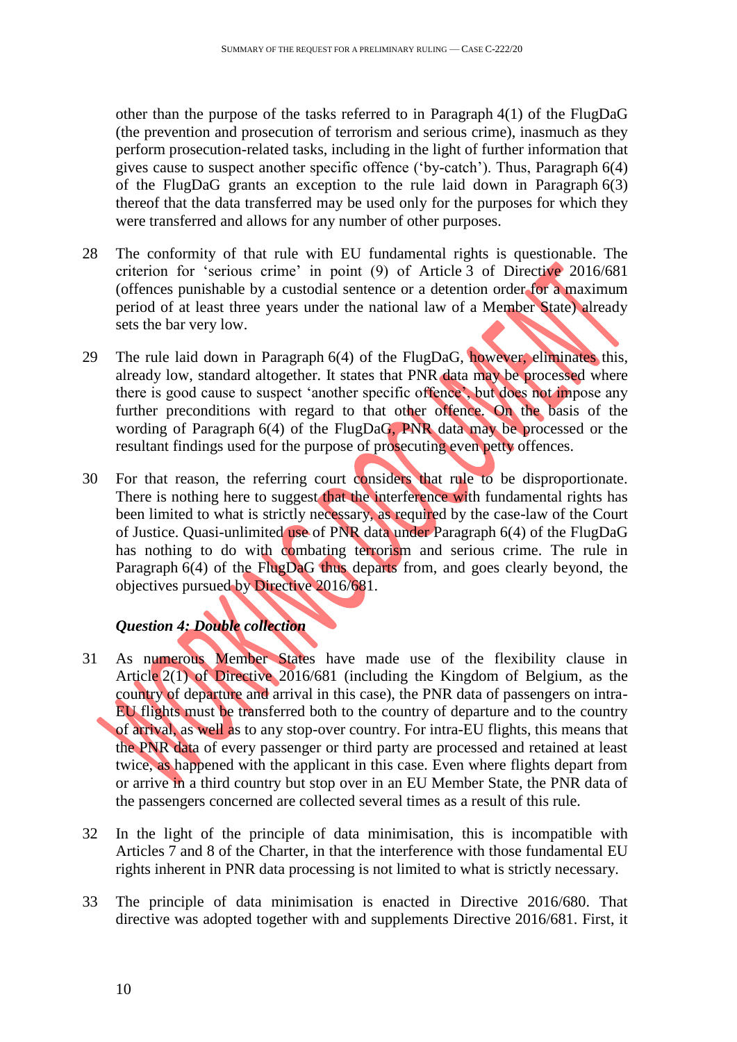other than the purpose of the tasks referred to in Paragraph 4(1) of the FlugDaG (the prevention and prosecution of terrorism and serious crime), inasmuch as they perform prosecution-related tasks, including in the light of further information that gives cause to suspect another specific offence ('by-catch'). Thus, Paragraph 6(4) of the FlugDaG grants an exception to the rule laid down in Paragraph 6(3) thereof that the data transferred may be used only for the purposes for which they were transferred and allows for any number of other purposes.

28 The conformity of that rule with EU fundamental rights is questionable. The criterion for 'serious crime' in point (9) of Article 3 of Directive 2016/681 (offences punishable by a custodial sentence or a detention order for a maximum period of at least three years under the national law of a Member State) already sets the bar very low.

29 The rule laid down in Paragraph 6(4) of the FlugDaG, however, eliminates this, already low, standard altogether. It states that PNR data may be processed where there is good cause to suspect 'another specific offence', but does not impose any further preconditions with regard to that other offence. On the basis of the wording of Paragraph 6(4) of the FlugDaG, PNR data may be processed or the resultant findings used for the purpose of prosecuting even petty offences.

30 For that reason, the referring court considers that rule to be disproportionate. There is nothing here to suggest that the interference with fundamental rights has been limited to what is strictly necessary, as required by the case-law of the Court of Justice. Quasi-unlimited use of PNR data under Paragraph 6(4) of the FlugDaG has nothing to do with combating terrorism and serious crime. The rule in Paragraph 6(4) of the FlugDaG thus departs from, and goes clearly beyond, the objectives pursued by Directive 2016/681.

***Question 4: Double collection***

31 As numerous Member States have made use of the flexibility clause in Article 2(1) of Directive 2016/681 (including the Kingdom of Belgium, as the country of departure and arrival in this case), the PNR data of passengers on intra-EU flights must be transferred both to the country of departure and to the country of arrival, as well as to any stop-over country. For intra-EU flights, this means that the PNR data of every passenger or third party are processed and retained at least twice, as happened with the applicant in this case. Even where flights depart from or arrive in a third country but stop over in an EU Member State, the PNR data of the passengers concerned are collected several times as a result of this rule.

32 In the light of the principle of data minimisation, this is incompatible with Articles 7 and 8 of the Charter, in that the interference with those fundamental EU rights inherent in PNR data processing is not limited to what is strictly necessary.

33 The principle of data minimisation is enacted in Directive 2016/680. That directive was adopted together with and supplements Directive 2016/681. First, it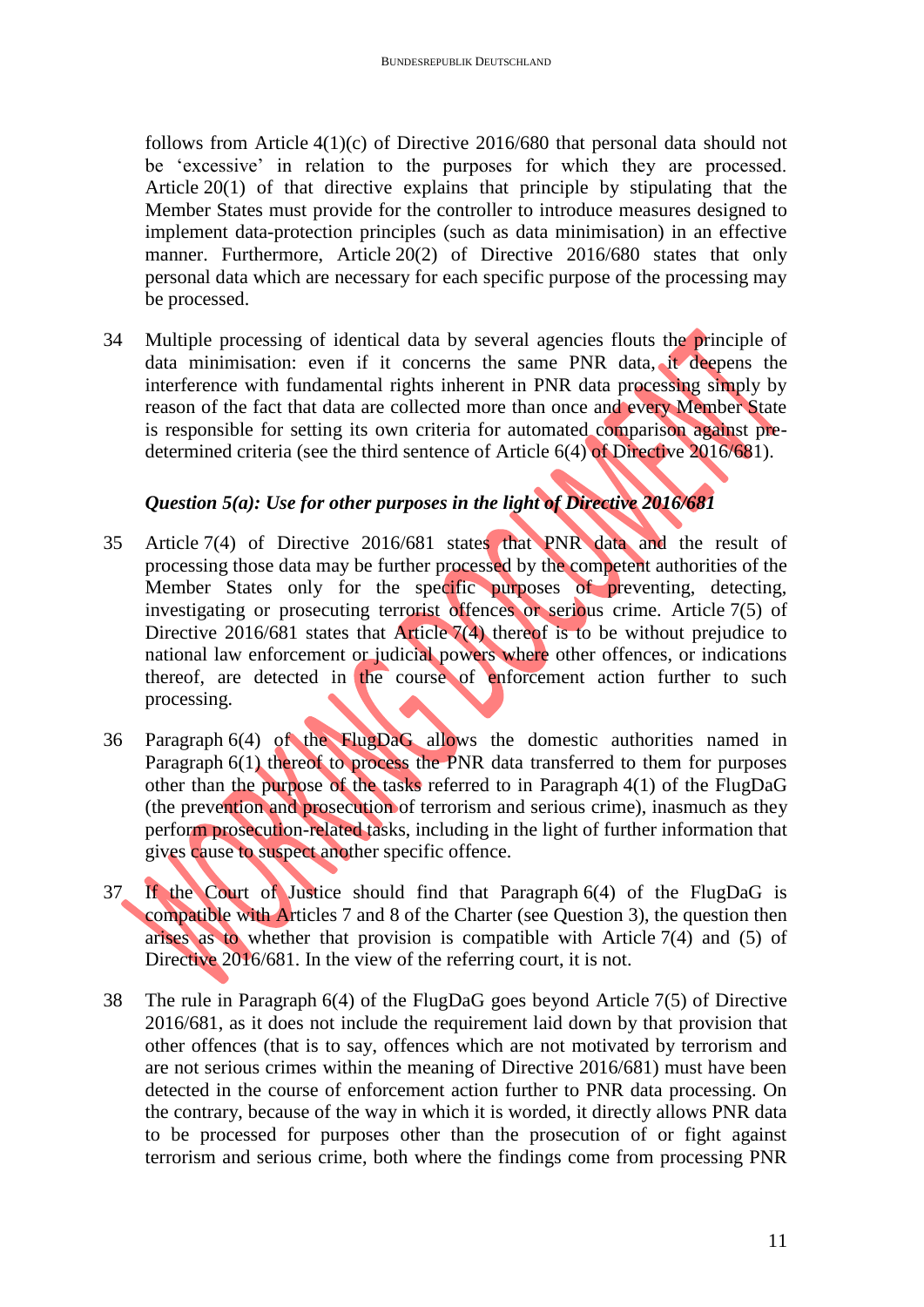follows from Article 4(1)(c) of Directive 2016/680 that personal data should not be 'excessive' in relation to the purposes for which they are processed. Article 20(1) of that directive explains that principle by stipulating that the Member States must provide for the controller to introduce measures designed to implement data-protection principles (such as data minimisation) in an effective manner. Furthermore, Article 20(2) of Directive 2016/680 states that only personal data which are necessary for each specific purpose of the processing may be processed.

34 Multiple processing of identical data by several agencies flouts the principle of data minimisation: even if it concerns the same PNR data, it deepens the interference with fundamental rights inherent in PNR data processing simply by reason of the fact that data are collected more than once and every Member State is responsible for setting its own criteria for automated comparison against pre-determined criteria (see the third sentence of Article 6(4) of Directive 2016/681).

### *Question 5(a): Use for other purposes in the light of Directive 2016/681*

35 Article 7(4) of Directive 2016/681 states that PNR data and the result of processing those data may be further processed by the competent authorities of the Member States only for the specific purposes of preventing, detecting, investigating or prosecuting terrorist offences or serious crime. Article 7(5) of Directive 2016/681 states that Article 7(4) thereof is to be without prejudice to national law enforcement or judicial powers where other offences, or indications thereof, are detected in the course of enforcement action further to such processing.

36 Paragraph 6(4) of the FlugDaG allows the domestic authorities named in Paragraph 6(1) thereof to process the PNR data transferred to them for purposes other than the purpose of the tasks referred to in Paragraph 4(1) of the FlugDaG (the prevention and prosecution of terrorism and serious crime), inasmuch as they perform prosecution-related tasks, including in the light of further information that gives cause to suspect another specific offence.

37 If the Court of Justice should find that Paragraph 6(4) of the FlugDaG is compatible with Articles 7 and 8 of the Charter (see Question 3), the question then arises as to whether that provision is compatible with Article 7(4) and (5) of Directive 2016/681. In the view of the referring court, it is not.

38 The rule in Paragraph 6(4) of the FlugDaG goes beyond Article 7(5) of Directive 2016/681, as it does not include the requirement laid down by that provision that other offences (that is to say, offences which are not motivated by terrorism and are not serious crimes within the meaning of Directive 2016/681) must have been detected in the course of enforcement action further to PNR data processing. On the contrary, because of the way in which it is worded, it directly allows PNR data to be processed for purposes other than the prosecution of or fight against terrorism and serious crime, both where the findings come from processing PNR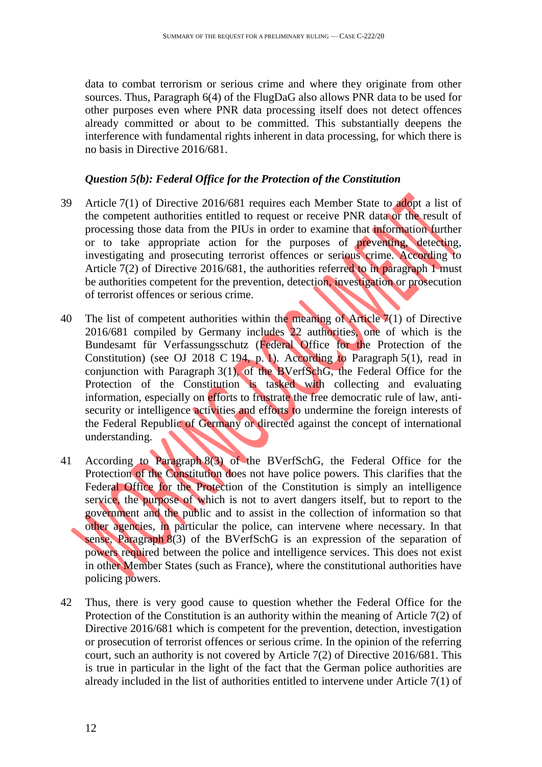data to combat terrorism or serious crime and where they originate from other sources. Thus, Paragraph 6(4) of the FlugDaG also allows PNR data to be used for other purposes even where PNR data processing itself does not detect offences already committed or about to be committed. This substantially deepens the interference with fundamental rights inherent in data processing, for which there is no basis in Directive 2016/681.

***Question 5(b): Federal Office for the Protection of the Constitution***

39 Article 7(1) of Directive 2016/681 requires each Member State to adopt a list of the competent authorities entitled to request or receive PNR data or the result of processing those data from the PIUs in order to examine that information further or to take appropriate action for the purposes of preventing, detecting, investigating and prosecuting terrorist offences or serious crime. According to Article 7(2) of Directive 2016/681, the authorities referred to in paragraph 1 must be authorities competent for the prevention, detection, investigation or prosecution of terrorist offences or serious crime.

40 The list of competent authorities within the meaning of Article 7(1) of Directive 2016/681 compiled by Germany includes 22 authorities, one of which is the Bundesamt für Verfassungsschutz (Federal Office for the Protection of the Constitution) (see OJ 2018 C 194, p. 1). According to Paragraph 5(1), read in conjunction with Paragraph 3(1), of the BVerfSchG, the Federal Office for the Protection of the Constitution is tasked with collecting and evaluating information, especially on efforts to frustrate the free democratic rule of law, anti-security or intelligence activities and efforts to undermine the foreign interests of the Federal Republic of Germany or directed against the concept of international understanding.

41 According to Paragraph 8(3) of the BVerfSchG, the Federal Office for the Protection of the Constitution does not have police powers. This clarifies that the Federal Office for the Protection of the Constitution is simply an intelligence service, the purpose of which is not to avert dangers itself, but to report to the government and the public and to assist in the collection of information so that other agencies, in particular the police, can intervene where necessary. In that sense, Paragraph 8(3) of the BVerfSchG is an expression of the separation of powers required between the police and intelligence services. This does not exist in other Member States (such as France), where the constitutional authorities have policing powers.

42 Thus, there is very good cause to question whether the Federal Office for the Protection of the Constitution is an authority within the meaning of Article 7(2) of Directive 2016/681 which is competent for the prevention, detection, investigation or prosecution of terrorist offences or serious crime. In the opinion of the referring court, such an authority is not covered by Article 7(2) of Directive 2016/681. This is true in particular in the light of the fact that the German police authorities are already included in the list of authorities entitled to intervene under Article 7(1) of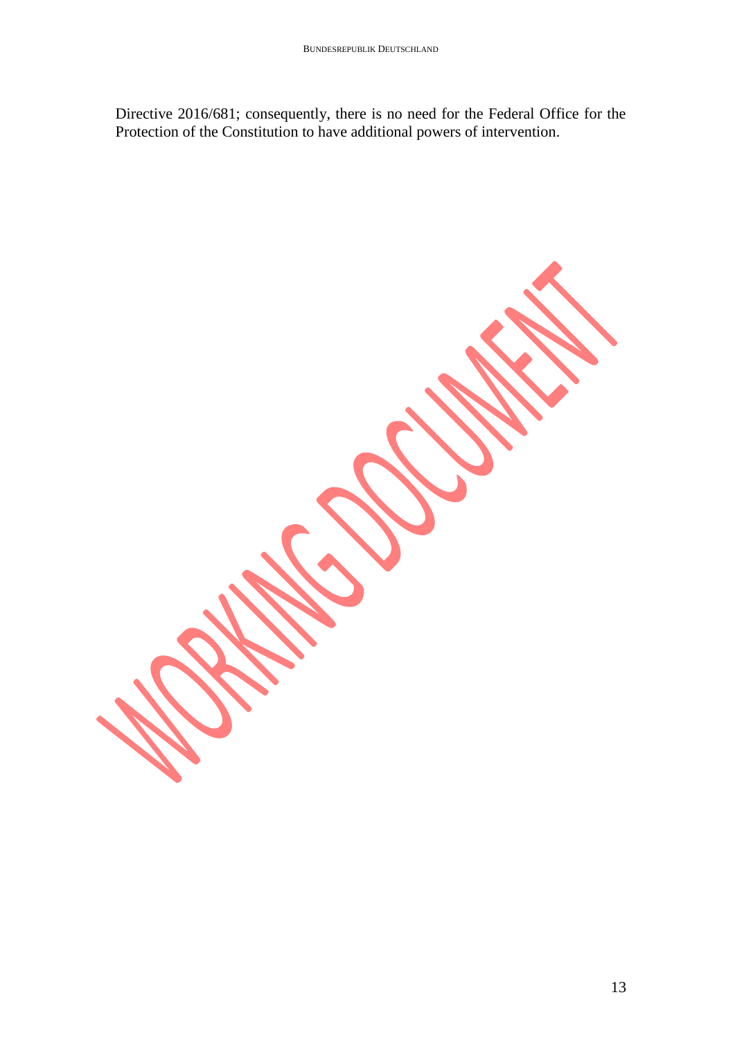Directive 2016/681; consequently, there is no need for the Federal Office for the Protection of the Constitution to have additional powers of intervention.